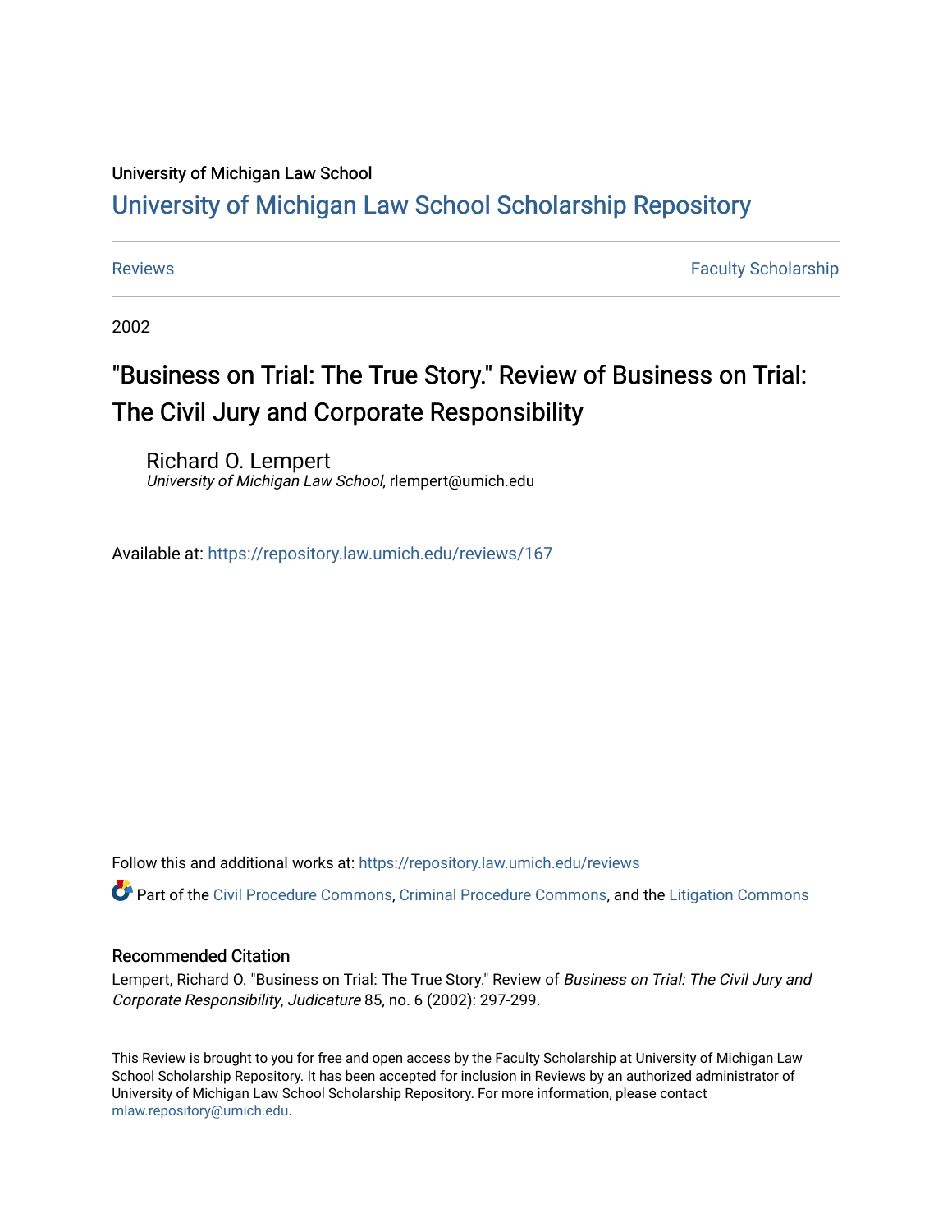University of Michigan Law School

# University of Michigan Law School Scholarship Repository

Reviews | Faculty Scholarship

2002

## "Business on Trial: The True Story." Review of Business on Trial: The Civil Jury and Corporate Responsibility

Richard O. Lempert
*University of Michigan Law School*, rlempert@umich.edu

Available at: https://repository.law.umich.edu/reviews/167

Follow this and additional works at: https://repository.law.umich.edu/reviews

Part of the Civil Procedure Commons, Criminal Procedure Commons, and the Litigation Commons

### Recommended Citation

Lempert, Richard O. "Business on Trial: The True Story." Review of *Business on Trial: The Civil Jury and Corporate Responsibility*, *Judicature* 85, no. 6 (2002): 297-299.

This Review is brought to you for free and open access by the Faculty Scholarship at University of Michigan Law School Scholarship Repository. It has been accepted for inclusion in Reviews by an authorized administrator of University of Michigan Law School Scholarship Repository. For more information, please contact mlaw.repository@umich.edu.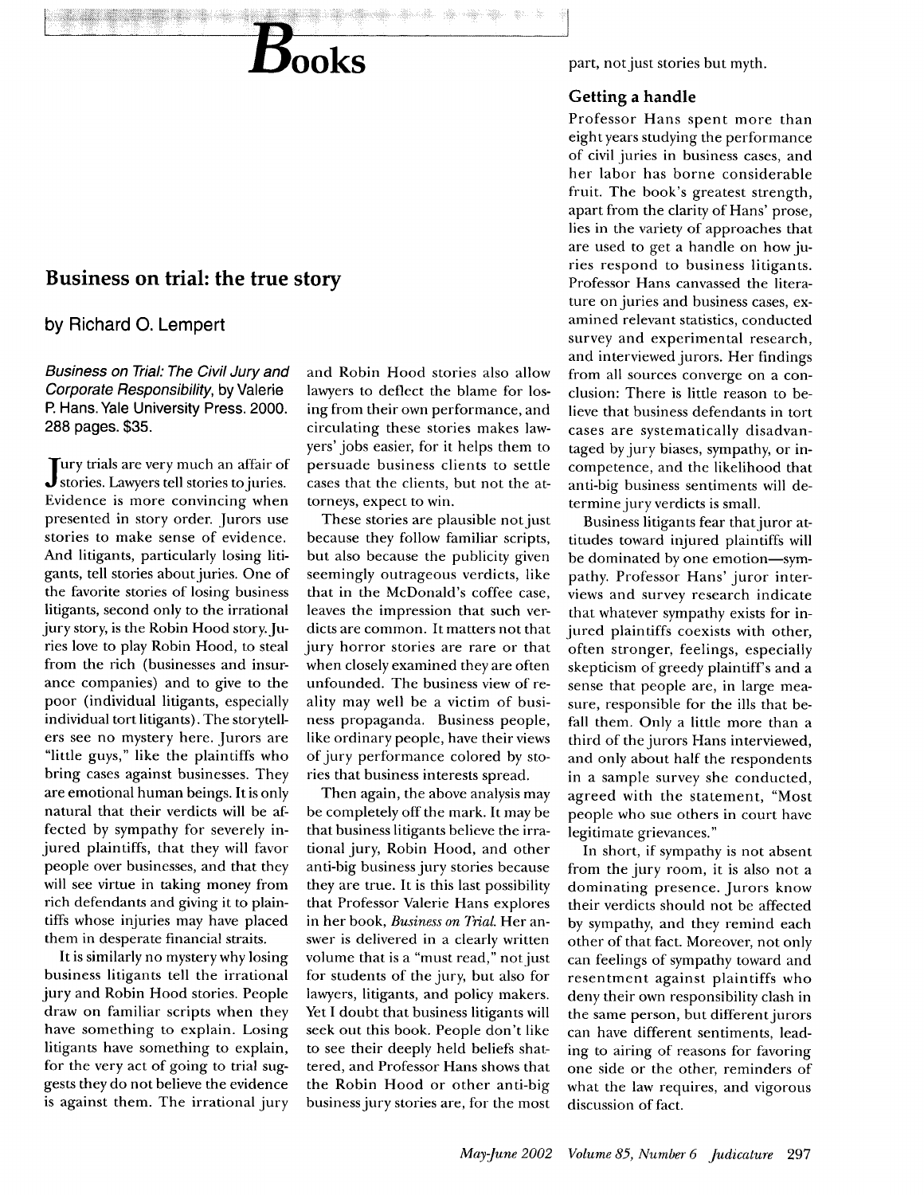# Books

## Business on trial: the true story

### by Richard O. Lempert

*Business on Trial: The Civil Jury and Corporate Responsibility*, by Valerie P. Hans. Yale University Press. 2000. 288 pages. $35.

Jury trials are very much an affair of stories. Lawyers tell stories to juries. Evidence is more convincing when presented in story order. Jurors use stories to make sense of evidence. And litigants, particularly losing litigants, tell stories about juries. One of the favorite stories of losing business litigants, second only to the irrational jury story, is the Robin Hood story. Juries love to play Robin Hood, to steal from the rich (businesses and insurance companies) and to give to the poor (individual litigants, especially individual tort litigants). The storytellers see no mystery here. Jurors are "little guys," like the plaintiffs who bring cases against businesses. They are emotional human beings. It is only natural that their verdicts will be affected by sympathy for severely injured plaintiffs, that they will favor people over businesses, and that they will see virtue in taking money from rich defendants and giving it to plaintiffs whose injuries may have placed them in desperate financial straits.

It is similarly no mystery why losing business litigants tell the irrational jury and Robin Hood stories. People draw on familiar scripts when they have something to explain. Losing litigants have something to explain, for the very act of going to trial suggests they do not believe the evidence is against them. The irrational jury and Robin Hood stories also allow lawyers to deflect the blame for losing from their own performance, and circulating these stories makes lawyers' jobs easier, for it helps them to persuade business clients to settle cases that the clients, but not the attorneys, expect to win.

These stories are plausible not just because they follow familiar scripts, but also because the publicity given seemingly outrageous verdicts, like that in the McDonald's coffee case, leaves the impression that such verdicts are common. It matters not that jury horror stories are rare or that when closely examined they are often unfounded. The business view of reality may well be a victim of business propaganda. Business people, like ordinary people, have their views of jury performance colored by stories that business interests spread.

Then again, the above analysis may be completely off the mark. It may be that business litigants believe the irrational jury, Robin Hood, and other anti-big business jury stories because they are true. It is this last possibility that Professor Valerie Hans explores in her book, *Business on Trial*. Her answer is delivered in a clearly written volume that is a "must read," not just for students of the jury, but also for lawyers, litigants, and policy makers. Yet I doubt that business litigants will seek out this book. People don't like to see their deeply held beliefs shattered, and Professor Hans shows that the Robin Hood or other anti-big business jury stories are, for the most part, not just stories but myth.

### Getting a handle

Professor Hans spent more than eight years studying the performance of civil juries in business cases, and her labor has borne considerable fruit. The book's greatest strength, apart from the clarity of Hans' prose, lies in the variety of approaches that are used to get a handle on how juries respond to business litigants. Professor Hans canvassed the literature on juries and business cases, examined relevant statistics, conducted survey and experimental research, and interviewed jurors. Her findings from all sources converge on a conclusion: There is little reason to believe that business defendants in tort cases are systematically disadvantaged by jury biases, sympathy, or incompetence, and the likelihood that anti-big business sentiments will determine jury verdicts is small.

Business litigants fear that juror attitudes toward injured plaintiffs will be dominated by one emotion—sympathy. Professor Hans' juror interviews and survey research indicate that whatever sympathy exists for injured plaintiffs coexists with other, often stronger, feelings, especially skepticism of greedy plaintiff's and a sense that people are, in large measure, responsible for the ills that befall them. Only a little more than a third of the jurors Hans interviewed, and only about half the respondents in a sample survey she conducted, agreed with the statement, "Most people who sue others in court have legitimate grievances."

In short, if sympathy is not absent from the jury room, it is also not a dominating presence. Jurors know their verdicts should not be affected by sympathy, and they remind each other of that fact. Moreover, not only can feelings of sympathy toward and resentment against plaintiffs who deny their own responsibility clash in the same person, but different jurors can have different sentiments, leading to airing of reasons for favoring one side or the other, reminders of what the law requires, and vigorous discussion of fact.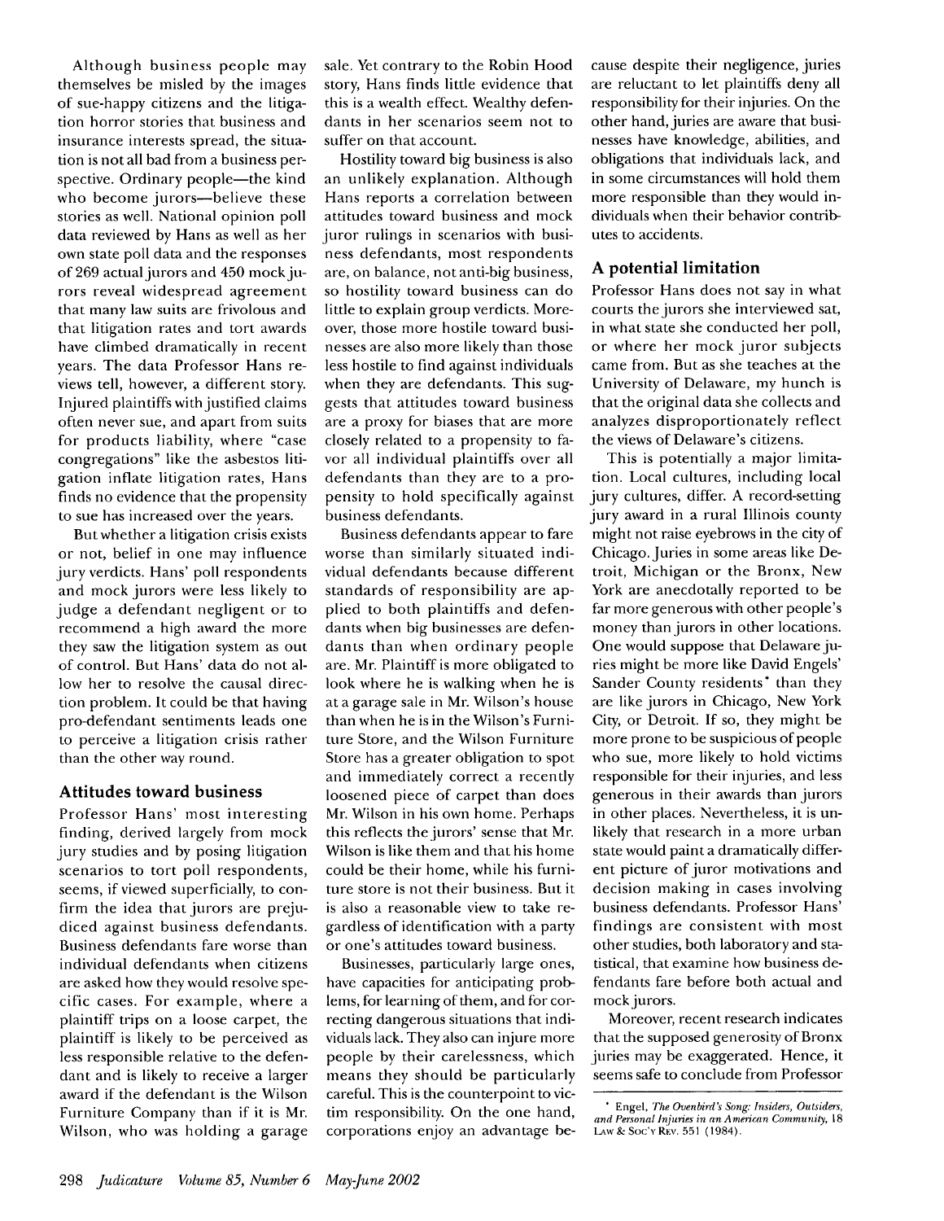Although business people may themselves be misled by the images of sue-happy citizens and the litigation horror stories that business and insurance interests spread, the situation is not all bad from a business perspective. Ordinary people—the kind who become jurors—believe these stories as well. National opinion poll data reviewed by Hans as well as her own state poll data and the responses of 269 actual jurors and 450 mock jurors reveal widespread agreement that many law suits are frivolous and that litigation rates and tort awards have climbed dramatically in recent years. The data Professor Hans reviews tell, however, a different story. Injured plaintiffs with justified claims often never sue, and apart from suits for products liability, where "case congregations" like the asbestos litigation inflate litigation rates, Hans finds no evidence that the propensity to sue has increased over the years.

But whether a litigation crisis exists or not, belief in one may influence jury verdicts. Hans' poll respondents and mock jurors were less likely to judge a defendant negligent or to recommend a high award the more they saw the litigation system as out of control. But Hans' data do not allow her to resolve the causal direction problem. It could be that having pro-defendant sentiments leads one to perceive a litigation crisis rather than the other way round.

## Attitudes toward business

Professor Hans' most interesting finding, derived largely from mock jury studies and by posing litigation scenarios to tort poll respondents, seems, if viewed superficially, to confirm the idea that jurors are prejudiced against business defendants. Business defendants fare worse than individual defendants when citizens are asked how they would resolve specific cases. For example, where a plaintiff trips on a loose carpet, the plaintiff is likely to be perceived as less responsible relative to the defendant and is likely to receive a larger award if the defendant is the Wilson Furniture Company than if it is Mr. Wilson, who was holding a garage sale. Yet contrary to the Robin Hood story, Hans finds little evidence that this is a wealth effect. Wealthy defendants in her scenarios seem not to suffer on that account.

Hostility toward big business is also an unlikely explanation. Although Hans reports a correlation between attitudes toward business and mock juror rulings in scenarios with business defendants, most respondents are, on balance, not anti-big business, so hostility toward business can do little to explain group verdicts. Moreover, those more hostile toward businesses are also more likely than those less hostile to find against individuals when they are defendants. This suggests that attitudes toward business are a proxy for biases that are more closely related to a propensity to favor all individual plaintiffs over all defendants than they are to a propensity to hold specifically against business defendants.

Business defendants appear to fare worse than similarly situated individual defendants because different standards of responsibility are applied to both plaintiffs and defendants when big businesses are defendants than when ordinary people are. Mr. Plaintiff is more obligated to look where he is walking when he is at a garage sale in Mr. Wilson's house than when he is in the Wilson's Furniture Store, and the Wilson Furniture Store has a greater obligation to spot and immediately correct a recently loosened piece of carpet than does Mr. Wilson in his own home. Perhaps this reflects the jurors' sense that Mr. Wilson is like them and that his home could be their home, while his furniture store is not their business. But it is also a reasonable view to take regardless of identification with a party or one's attitudes toward business.

Businesses, particularly large ones, have capacities for anticipating problems, for learning of them, and for correcting dangerous situations that individuals lack. They also can injure more people by their carelessness, which means they should be particularly careful. This is the counterpoint to victim responsibility. On the one hand, corporations enjoy an advantage because despite their negligence, juries are reluctant to let plaintiffs deny all responsibility for their injuries. On the other hand, juries are aware that businesses have knowledge, abilities, and obligations that individuals lack, and in some circumstances will hold them more responsible than they would individuals when their behavior contributes to accidents.

## A potential limitation

Professor Hans does not say in what courts the jurors she interviewed sat, in what state she conducted her poll, or where her mock juror subjects came from. But as she teaches at the University of Delaware, my hunch is that the original data she collects and analyzes disproportionately reflect the views of Delaware's citizens.

This is potentially a major limitation. Local cultures, including local jury cultures, differ. A record-setting jury award in a rural Illinois county might not raise eyebrows in the city of Chicago. Juries in some areas like Detroit, Michigan or the Bronx, New York are anecdotally reported to be far more generous with other people's money than jurors in other locations. One would suppose that Delaware juries might be more like David Engels' Sander County residents* than they are like jurors in Chicago, New York City, or Detroit. If so, they might be more prone to be suspicious of people who sue, more likely to hold victims responsible for their injuries, and less generous in their awards than jurors in other places. Nevertheless, it is unlikely that research in a more urban state would paint a dramatically different picture of juror motivations and decision making in cases involving business defendants. Professor Hans' findings are consistent with most other studies, both laboratory and statistical, that examine how business defendants fare before both actual and mock jurors.

Moreover, recent research indicates that the supposed generosity of Bronx juries may be exaggerated. Hence, it seems safe to conclude from Professor

\* Engel, *The Ovenbird's Song: Insiders, Outsiders, and Personal Injuries in an American Community*, 18 LAW & SOC'Y REV. 551 (1984).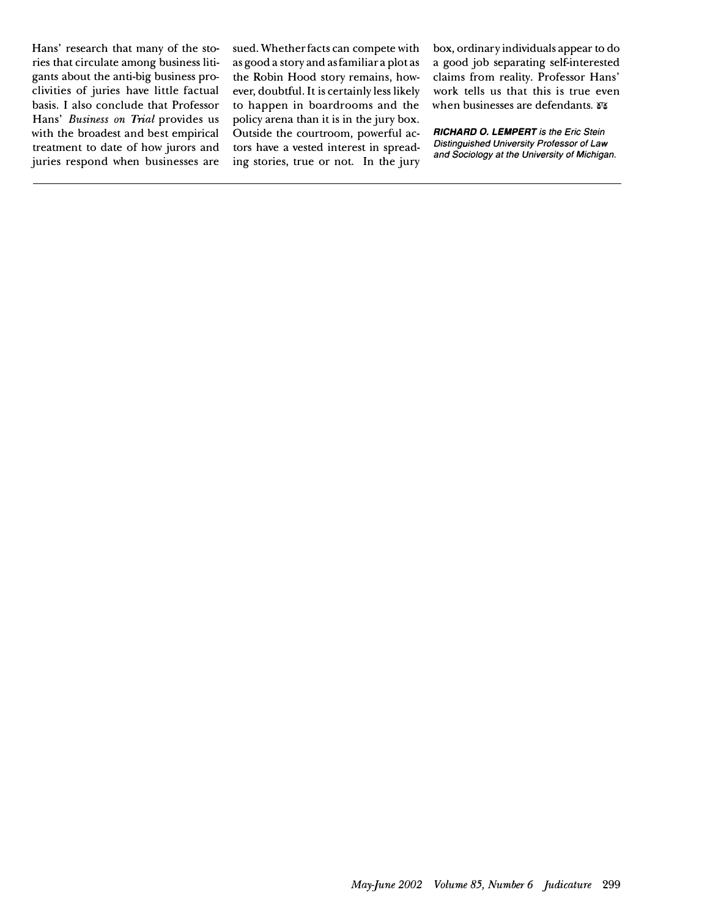Hans' research that many of the stories that circulate among business litigants about the anti-big business proclivities of juries have little factual basis. I also conclude that Professor Hans' *Business on Trial* provides us with the broadest and best empirical treatment to date of how jurors and juries respond when businesses are sued. Whether facts can compete with as good a story and as familiar a plot as the Robin Hood story remains, however, doubtful. It is certainly less likely to happen in boardrooms and the policy arena than it is in the jury box. Outside the courtroom, powerful actors have a vested interest in spreading stories, true or not. In the jury box, ordinary individuals appear to do a good job separating self-interested claims from reality. Professor Hans' work tells us that this is true even when businesses are defendants.

***RICHARD O. LEMPERT** is the Eric Stein Distinguished University Professor of Law and Sociology at the University of Michigan.*